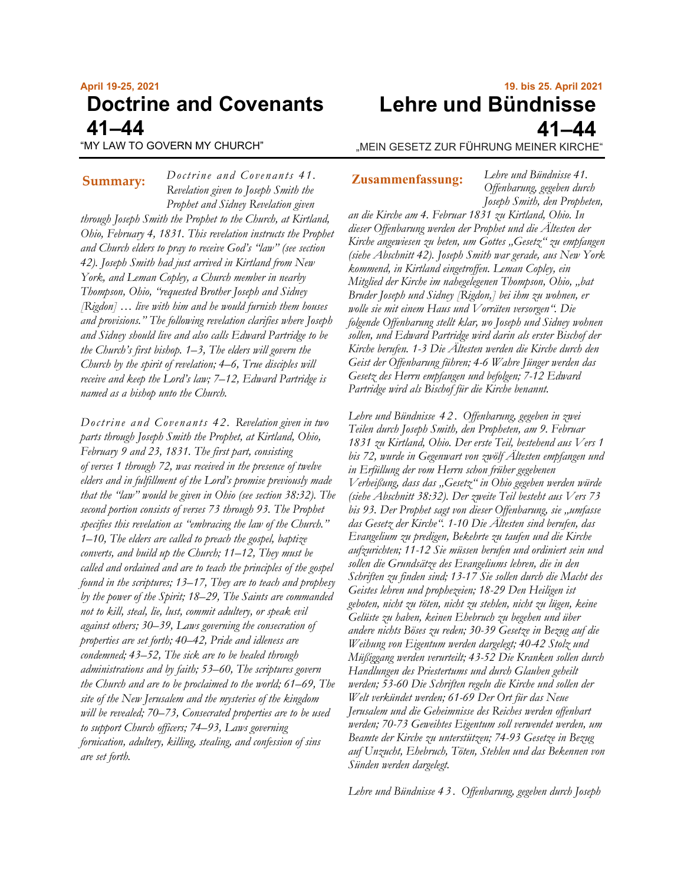**April 19-25, 2021**

# Doctrine and Covenants 41–44

"MY LAW TO GOVERN MY CHURCH"

**Summary:** *Doctrine and Covenants 41. Revelation given to Joseph Smith the Prophet and Sidney Revelation given through Joseph Smith the Prophet to the Church, at Kirtland, Ohio, February 4, 1831. This revelation instructs the Prophet and Church elders to pray to receive God's "law" (see section 42). Joseph Smith had just arrived in Kirtland from New York, and Leman Copley, a Church member in nearby Thompson, Ohio, "requested Brother Joseph and Sidney [Rigdon] … live with him and he would furnish them houses and provisions." The following revelation clarifies where Joseph and Sidney should live and also calls Edward Partridge to be the Church's first bishop. 1–3, The elders will govern the Church by the spirit of revelation; 4–6, True disciples will receive and keep the Lord's law; 7–12, Edward Partridge is named as a bishop unto the Church.*

*Doctrine and Covenants 42. Revelation given in two parts through Joseph Smith the Prophet, at Kirtland, Ohio, February 9 and 23, 1831. The first part, consisting of verses 1 through 72, was received in the presence of twelve elders and in fulfillment of the Lord's promise previously made that the "law" would be given in Ohio (see section 38:32). The second portion consists of verses 73 through 93. The Prophet specifies this revelation as "embracing the law of the Church." 1–10, The elders are called to preach the gospel, baptize converts, and build up the Church; 11–12, They must be called and ordained and are to teach the principles of the gospel found in the scriptures; 13–17, They are to teach and prophesy by the power of the Spirit; 18–29, The Saints are commanded not to kill, steal, lie, lust, commit adultery, or speak evil against others; 30–39, Laws governing the consecration of properties are set forth; 40–42, Pride and idleness are condemned; 43–52, The sick are to be healed through administrations and by faith; 53–60, The scriptures govern the Church and are to be proclaimed to the world; 61–69, The site of the New Jerusalem and the mysteries of the kingdom will be revealed; 70–73, Consecrated properties are to be used to support Church officers; 74–93, Laws governing fornication, adultery, killing, stealing, and confession of sins are set forth.*

**19. bis 25. April 2021**

# Lehre und Bündnisse 41–44

„MEIN GESETZ ZUR FÜHRUNG MEINER KIRCHE"

**Zusammenfassung:** *Lehre und Bündnisse 41. Offenbarung, gegeben durch Joseph Smith, den Propheten, an die Kirche am 4. Februar 1831 zu Kirtland, Ohio. In dieser Offenbarung werden der Prophet und die Ältesten der Kirche angewiesen zu beten, um Gottes „Gesetz" zu empfangen (siehe Abschnitt 42). Joseph Smith war gerade, aus New York kommend, in Kirtland eingetroffen. Leman Copley, ein Mitglied der Kirche im nahegelegenen Thompson, Ohio, „bat Bruder Joseph und Sidney [Rigdon,] bei ihm zu wohnen, er wolle sie mit einem Haus und Vorräten versorgen". Die folgende Offenbarung stellt klar, wo Joseph und Sidney wohnen sollen, und Edward Partridge wird darin als erster Bischof der Kirche berufen. 1-3 Die Ältesten werden die Kirche durch den Geist der Offenbarung führen; 4-6 Wahre Jünger werden das Gesetz des Herrn empfangen und befolgen; 7-12 Edward Partridge wird als Bischof für die Kirche benannt.*

*Lehre und Bündnisse 42. Offenbarung, gegeben in zwei Teilen durch Joseph Smith, den Propheten, am 9. Februar 1831 zu Kirtland, Ohio. Der erste Teil, bestehend aus Vers 1 bis 72, wurde in Gegenwart von zwölf Ältesten empfangen und in Erfüllung der vom Herrn schon früher gegebenen Verheißung, dass das „Gesetz" in Ohio gegeben werden würde (siehe Abschnitt 38:32). Der zweite Teil besteht aus Vers 73 bis 93. Der Prophet sagt von dieser Offenbarung, sie „umfasse das Gesetz der Kirche". 1-10 Die Ältesten sind berufen, das Evangelium zu predigen, Bekehrte zu taufen und die Kirche aufzurichten; 11-12 Sie müssen berufen und ordiniert sein und sollen die Grundsätze des Evangeliums lehren, die in den Schriften zu finden sind; 13-17 Sie sollen durch die Macht des Geistes lehren und prophezeien; 18-29 Den Heiligen ist geboten, nicht zu töten, nicht zu stehlen, nicht zu lügen, keine Gelüste zu haben, keinen Ehebruch zu begehen und über andere nichts Böses zu reden; 30-39 Gesetze in Bezug auf die Weihung von Eigentum werden dargelegt; 40-42 Stolz und Müßiggang werden verurteilt; 43-52 Die Kranken sollen durch Handlungen des Priestertums und durch Glauben geheilt werden; 53-60 Die Schriften regeln die Kirche und sollen der Welt verkündet werden; 61-69 Der Ort für das Neue Jerusalem und die Geheimnisse des Reiches werden offenbart werden; 70-73 Geweihtes Eigentum soll verwendet werden, um Beamte der Kirche zu unterstützen; 74-93 Gesetze in Bezug auf Unzucht, Ehebruch, Töten, Stehlen und das Bekennen von Sünden werden dargelegt.*

*Lehre und Bündnisse 43. Offenbarung, gegeben durch Joseph*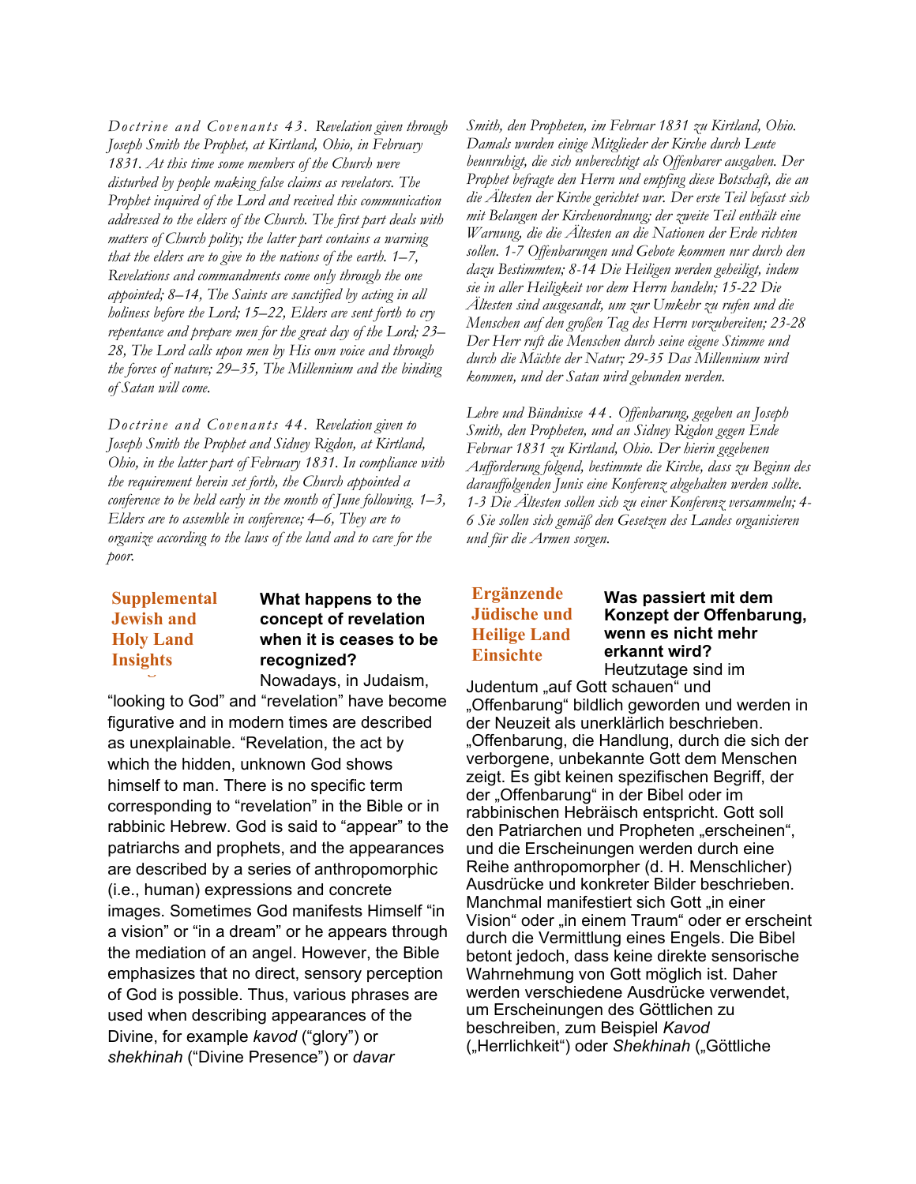*Doctrine and Covenants 43. Revelation given through Joseph Smith the Prophet, at Kirtland, Ohio, in February 1831. At this time some members of the Church were disturbed by people making false claims as revelators. The Prophet inquired of the Lord and received this communication addressed to the elders of the Church. The first part deals with matters of Church polity; the latter part contains a warning that the elders are to give to the nations of the earth. 1–7, Revelations and commandments come only through the one appointed; 8–14, The Saints are sanctified by acting in all holiness before the Lord; 15–22, Elders are sent forth to cry repentance and prepare men for the great day of the Lord; 23–28, The Lord calls upon men by His own voice and through the forces of nature; 29–35, The Millennium and the binding of Satan will come.*

*Doctrine and Covenants 44. Revelation given to Joseph Smith the Prophet and Sidney Rigdon, at Kirtland, Ohio, in the latter part of February 1831. In compliance with the requirement herein set forth, the Church appointed a conference to be held early in the month of June following. 1–3, Elders are to assemble in conference; 4–6, They are to organize according to the laws of the land and to care for the poor.*

**Supplemental Jewish and Holy Land Insights**

**What happens to the concept of revelation when it is ceases to be recognized?**

Nowadays, in Judaism, “looking to God” and “revelation” have become figurative and in modern times are described as unexplainable. “Revelation, the act by which the hidden, unknown God shows himself to man. There is no specific term corresponding to “revelation” in the Bible or in rabbinic Hebrew. God is said to “appear” to the patriarchs and prophets, and the appearances are described by a series of anthropomorphic (i.e., human) expressions and concrete images. Sometimes God manifests Himself “in a vision” or “in a dream” or he appears through the mediation of an angel. However, the Bible emphasizes that no direct, sensory perception of God is possible. Thus, various phrases are used when describing appearances of the Divine, for example *kavod* (“glory”) or *shekhinah* (“Divine Presence”) or *davar*

*Lehre und Bündnisse 43. Offenbarung, gegeben durch Joseph Smith, den Propheten, im Februar 1831 zu Kirtland, Ohio. Damals wurden einige Mitglieder der Kirche durch Leute beunruhigt, die sich unberechtigt als Offenbarer ausgaben. Der Prophet befragte den Herrn und empfing diese Botschaft, die an die Ältesten der Kirche gerichtet war. Der erste Teil befasst sich mit Belangen der Kirchenordnung; der zweite Teil enthält eine Warnung, die die Ältesten an die Nationen der Erde richten sollen. 1-7 Offenbarungen und Gebote kommen nur durch den dazu Bestimmten; 8-14 Die Heiligen werden geheiligt, indem sie in aller Heiligkeit vor dem Herrn handeln; 15-22 Die Ältesten sind ausgesandt, um zur Umkehr zu rufen und die Menschen auf den großen Tag des Herrn vorzubereiten; 23-28 Der Herr ruft die Menschen durch seine eigene Stimme und durch die Mächte der Natur; 29-35 Das Millennium wird kommen, und der Satan wird gebunden werden.*

*Lehre und Bündnisse 44. Offenbarung, gegeben an Joseph Smith, den Propheten, und an Sidney Rigdon gegen Ende Februar 1831 zu Kirtland, Ohio. Der hierin gegebenen Aufforderung folgend, bestimmte die Kirche, dass zu Beginn des darauffolgenden Junis eine Konferenz abgehalten werden sollte. 1-3 Die Ältesten sollen sich zu einer Konferenz versammeln; 4-6 Sie sollen sich gemäß den Gesetzen des Landes organisieren und für die Armen sorgen.*

**Ergänzende Jüdische und Heilige Land Einsichte**

**Was passiert mit dem Konzept der Offenbarung, wenn es nicht mehr erkannt wird?**

Heutzutage sind im Judentum „auf Gott schauen“ und „Offenbarung“ bildlich geworden und werden in der Neuzeit als unerklärlich beschrieben. „Offenbarung, die Handlung, durch die sich der verborgene, unbekannte Gott dem Menschen zeigt. Es gibt keinen spezifischen Begriff, der der „Offenbarung“ in der Bibel oder im rabbinischen Hebräisch entspricht. Gott soll den Patriarchen und Propheten „erscheinen“, und die Erscheinungen werden durch eine Reihe anthropomorpher (d. H. Menschlicher) Ausdrücke und konkreter Bilder beschrieben. Manchmal manifestiert sich Gott „in einer Vision“ oder „in einem Traum“ oder er erscheint durch die Vermittlung eines Engels. Die Bibel betont jedoch, dass keine direkte sensorische Wahrnehmung von Gott möglich ist. Daher werden verschiedene Ausdrücke verwendet, um Erscheinungen des Göttlichen zu beschreiben, zum Beispiel *Kavod* („Herrlichkeit“) oder *Shekhinah* („Göttliche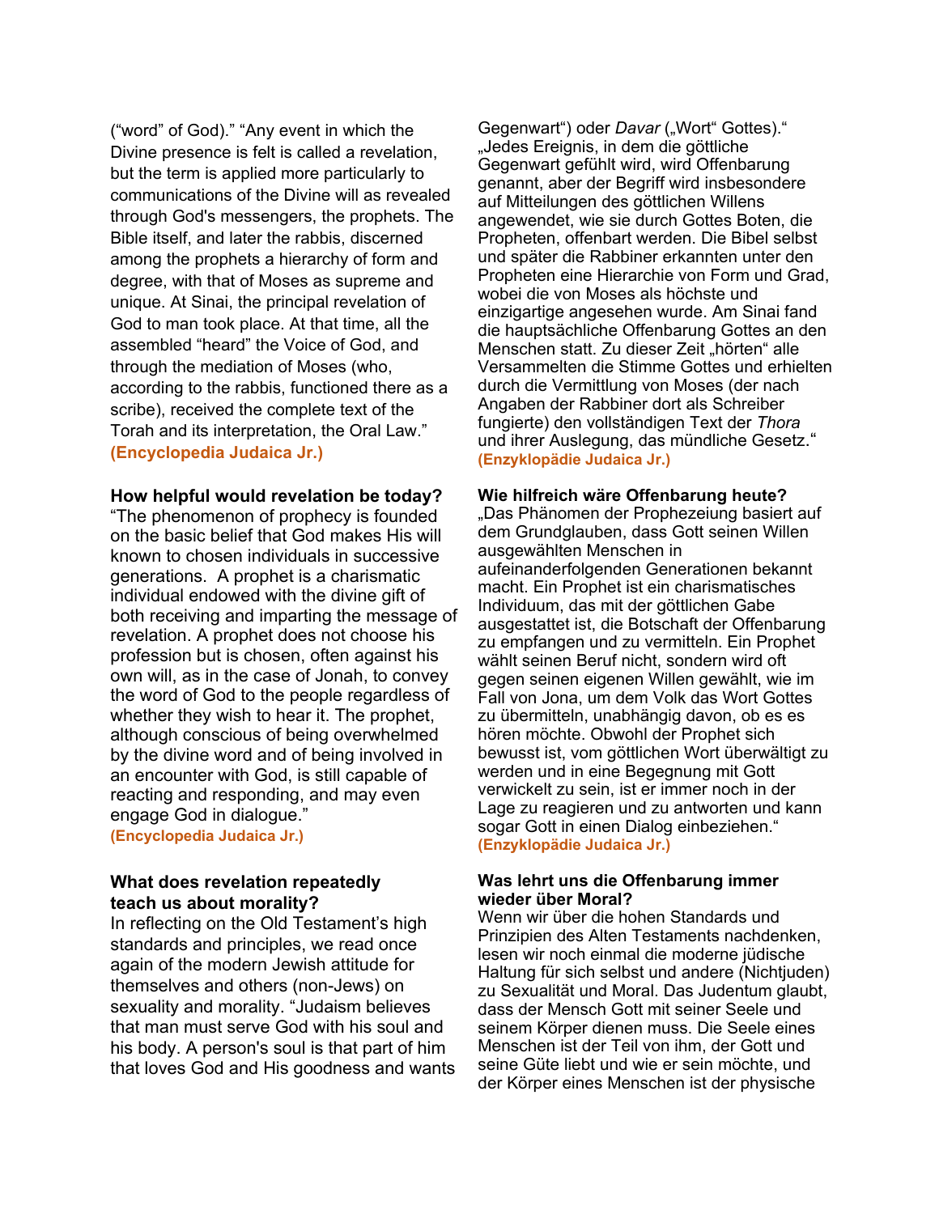("word" of God)." "Any event in which the Divine presence is felt is called a revelation, but the term is applied more particularly to communications of the Divine will as revealed through God's messengers, the prophets. The Bible itself, and later the rabbis, discerned among the prophets a hierarchy of form and degree, with that of Moses as supreme and unique. At Sinai, the principal revelation of God to man took place. At that time, all the assembled "heard" the Voice of God, and through the mediation of Moses (who, according to the rabbis, functioned there as a scribe), received the complete text of the Torah and its interpretation, the Oral Law." **(Encyclopedia Judaica Jr.)**

**How helpful would revelation be today?**
"The phenomenon of prophecy is founded on the basic belief that God makes His will known to chosen individuals in successive generations. A prophet is a charismatic individual endowed with the divine gift of both receiving and imparting the message of revelation. A prophet does not choose his profession but is chosen, often against his own will, as in the case of Jonah, to convey the word of God to the people regardless of whether they wish to hear it. The prophet, although conscious of being overwhelmed by the divine word and of being involved in an encounter with God, is still capable of reacting and responding, and may even engage God in dialogue."
**(Encyclopedia Judaica Jr.)**

**What does revelation repeatedly teach us about morality?**
In reflecting on the Old Testament's high standards and principles, we read once again of the modern Jewish attitude for themselves and others (non-Jews) on sexuality and morality. "Judaism believes that man must serve God with his soul and his body. A person's soul is that part of him that loves God and His goodness and wants

Gegenwart") oder *Davar* („Wort" Gottes)." „Jedes Ereignis, in dem die göttliche Gegenwart gefühlt wird, wird Offenbarung genannt, aber der Begriff wird insbesondere auf Mitteilungen des göttlichen Willens angewendet, wie sie durch Gottes Boten, die Propheten, offenbart werden. Die Bibel selbst und später die Rabbiner erkannten unter den Propheten eine Hierarchie von Form und Grad, wobei die von Moses als höchste und einzigartige angesehen wurde. Am Sinai fand die hauptsächliche Offenbarung Gottes an den Menschen statt. Zu dieser Zeit „hörten" alle Versammelten die Stimme Gottes und erhielten durch die Vermittlung von Moses (der nach Angaben der Rabbiner dort als Schreiber fungierte) den vollständigen Text der *Thora* und ihrer Auslegung, das mündliche Gesetz." **(Enzyklopädie Judaica Jr.)**

**Wie hilfreich wäre Offenbarung heute?**
„Das Phänomen der Prophezeiung basiert auf dem Grundglauben, dass Gott seinen Willen ausgewählten Menschen in aufeinanderfolgenden Generationen bekannt macht. Ein Prophet ist ein charismatisches Individuum, das mit der göttlichen Gabe ausgestattet ist, die Botschaft der Offenbarung zu empfangen und zu vermitteln. Ein Prophet wählt seinen Beruf nicht, sondern wird oft gegen seinen eigenen Willen gewählt, wie im Fall von Jona, um dem Volk das Wort Gottes zu übermitteln, unabhängig davon, ob es es hören möchte. Obwohl der Prophet sich bewusst ist, vom göttlichen Wort überwältigt zu werden und in eine Begegnung mit Gott verwickelt zu sein, ist er immer noch in der Lage zu reagieren und zu antworten und kann sogar Gott in einen Dialog einbeziehen."
**(Enzyklopädie Judaica Jr.)**

**Was lehrt uns die Offenbarung immer wieder über Moral?**
Wenn wir über die hohen Standards und Prinzipien des Alten Testaments nachdenken, lesen wir noch einmal die moderne jüdische Haltung für sich selbst und andere (Nichtjuden) zu Sexualität und Moral. Das Judentum glaubt, dass der Mensch Gott mit seiner Seele und seinem Körper dienen muss. Die Seele eines Menschen ist der Teil von ihm, der Gott und seine Güte liebt und wie er sein möchte, und der Körper eines Menschen ist der physische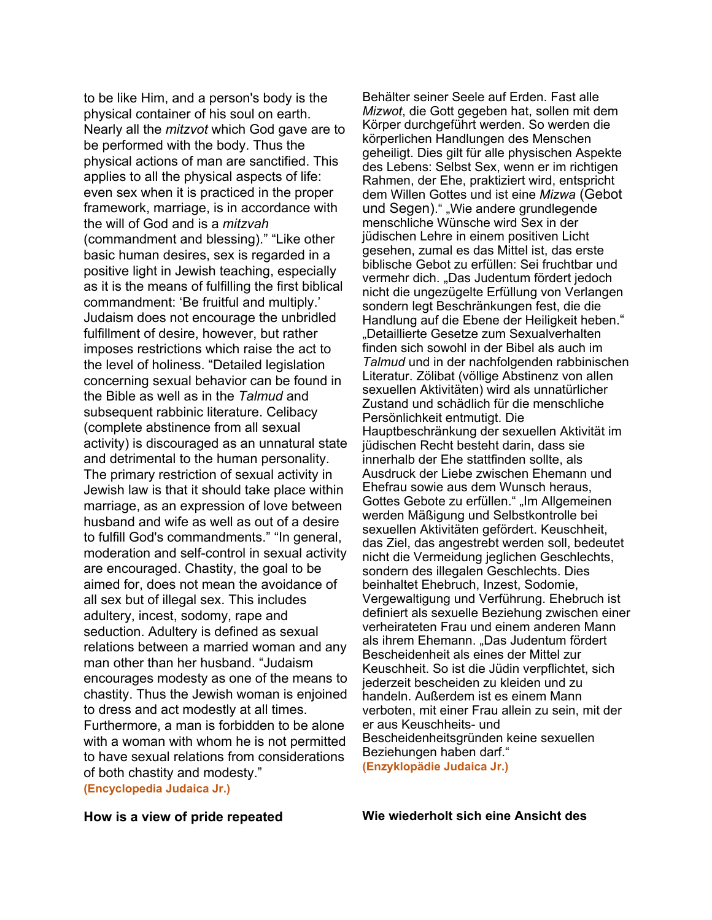to be like Him, and a person's body is the physical container of his soul on earth. Nearly all the *mitzvot* which God gave are to be performed with the body. Thus the physical actions of man are sanctified. This applies to all the physical aspects of life: even sex when it is practiced in the proper framework, marriage, is in accordance with the will of God and is a *mitzvah* (commandment and blessing)." "Like other basic human desires, sex is regarded in a positive light in Jewish teaching, especially as it is the means of fulfilling the first biblical commandment: 'Be fruitful and multiply.' Judaism does not encourage the unbridled fulfillment of desire, however, but rather imposes restrictions which raise the act to the level of holiness. "Detailed legislation concerning sexual behavior can be found in the Bible as well as in the *Talmud* and subsequent rabbinic literature. Celibacy (complete abstinence from all sexual activity) is discouraged as an unnatural state and detrimental to the human personality. The primary restriction of sexual activity in Jewish law is that it should take place within marriage, as an expression of love between husband and wife as well as out of a desire to fulfill God's commandments." "In general, moderation and self-control in sexual activity are encouraged. Chastity, the goal to be aimed for, does not mean the avoidance of all sex but of illegal sex. This includes adultery, incest, sodomy, rape and seduction. Adultery is defined as sexual relations between a married woman and any man other than her husband. "Judaism encourages modesty as one of the means to chastity. Thus the Jewish woman is enjoined to dress and act modestly at all times. Furthermore, a man is forbidden to be alone with a woman with whom he is not permitted to have sexual relations from considerations of both chastity and modesty."
**(Encyclopedia Judaica Jr.)**

**How is a view of pride repeated**

Behälter seiner Seele auf Erden. Fast alle *Mizwot*, die Gott gegeben hat, sollen mit dem Körper durchgeführt werden. So werden die körperlichen Handlungen des Menschen geheiligt. Dies gilt für alle physischen Aspekte des Lebens: Selbst Sex, wenn er im richtigen Rahmen, der Ehe, praktiziert wird, entspricht dem Willen Gottes und ist eine *Mizwa* (Gebot und Segen)." „Wie andere grundlegende menschliche Wünsche wird Sex in der jüdischen Lehre in einem positiven Licht gesehen, zumal es das Mittel ist, das erste biblische Gebot zu erfüllen: Sei fruchtbar und vermehr dich. „Das Judentum fördert jedoch nicht die ungezügelte Erfüllung von Verlangen sondern legt Beschränkungen fest, die die Handlung auf die Ebene der Heiligkeit heben." „Detaillierte Gesetze zum Sexualverhalten finden sich sowohl in der Bibel als auch im *Talmud* und in der nachfolgenden rabbinischen Literatur. Zölibat (völlige Abstinenz von allen sexuellen Aktivitäten) wird als unnatürlicher Zustand und schädlich für die menschliche Persönlichkeit entmutigt. Die Hauptbeschränkung der sexuellen Aktivität im jüdischen Recht besteht darin, dass sie innerhalb der Ehe stattfinden sollte, als Ausdruck der Liebe zwischen Ehemann und Ehefrau sowie aus dem Wunsch heraus, Gottes Gebote zu erfüllen." „Im Allgemeinen werden Mäßigung und Selbstkontrolle bei sexuellen Aktivitäten gefördert. Keuschheit, das Ziel, das angestrebt werden soll, bedeutet nicht die Vermeidung jeglichen Geschlechts, sondern des illegalen Geschlechts. Dies beinhaltet Ehebruch, Inzest, Sodomie, Vergewaltigung und Verführung. Ehebruch ist definiert als sexuelle Beziehung zwischen einer verheirateten Frau und einem anderen Mann als ihrem Ehemann. „Das Judentum fördert Bescheidenheit als eines der Mittel zur Keuschheit. So ist die Jüdin verpflichtet, sich jederzeit bescheiden zu kleiden und zu handeln. Außerdem ist es einem Mann verboten, mit einer Frau allein zu sein, mit der er aus Keuschheits- und Bescheidenheitsgründen keine sexuellen Beziehungen haben darf."
**(Enzyklopädie Judaica Jr.)**

**Wie wiederholt sich eine Ansicht des**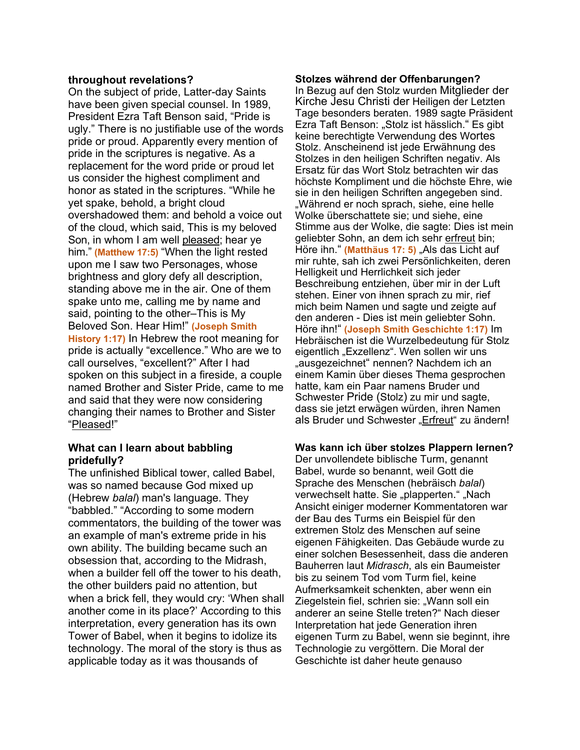**throughout revelations?**
On the subject of pride, Latter-day Saints have been given special counsel. In 1989, President Ezra Taft Benson said, "Pride is ugly." There is no justifiable use of the words pride or proud. Apparently every mention of pride in the scriptures is negative. As a replacement for the word pride or proud let us consider the highest compliment and honor as stated in the scriptures. "While he yet spake, behold, a bright cloud overshadowed them: and behold a voice out of the cloud, which said, This is my beloved Son, in whom I am well pleased; hear ye him." **(Matthew 17:5)** "When the light rested upon me I saw two Personages, whose brightness and glory defy all description, standing above me in the air. One of them spake unto me, calling me by name and said, pointing to the other–This is My Beloved Son. Hear Him!" **(Joseph Smith History 1:17)** In Hebrew the root meaning for pride is actually "excellence." Who are we to call ourselves, "excellent?" After I had spoken on this subject in a fireside, a couple named Brother and Sister Pride, came to me and said that they were now considering changing their names to Brother and Sister "Pleased!"

**What can I learn about babbling pridefully?**
The unfinished Biblical tower, called Babel, was so named because God mixed up (Hebrew *balal*) man's language. They "babbled." "According to some modern commentators, the building of the tower was an example of man's extreme pride in his own ability. The building became such an obsession that, according to the Midrash, when a builder fell off the tower to his death, the other builders paid no attention, but when a brick fell, they would cry: 'When shall another come in its place?' According to this interpretation, every generation has its own Tower of Babel, when it begins to idolize its technology. The moral of the story is thus as applicable today as it was thousands of

**Stolzes während der Offenbarungen?**
In Bezug auf den Stolz wurden Mitglieder der Kirche Jesu Christi der Heiligen der Letzten Tage besonders beraten. 1989 sagte Präsident Ezra Taft Benson: „Stolz ist hässlich." Es gibt keine berechtigte Verwendung des Wortes Stolz. Anscheinend ist jede Erwähnung des Stolzes in den heiligen Schriften negativ. Als Ersatz für das Wort Stolz betrachten wir das höchste Kompliment und die höchste Ehre, wie sie in den heiligen Schriften angegeben sind. „Während er noch sprach, siehe, eine helle Wolke überschattete sie; und siehe, eine Stimme aus der Wolke, die sagte: Dies ist mein geliebter Sohn, an dem ich sehr erfreut bin; Höre ihn." **(Matthäus 17: 5)** „Als das Licht auf mir ruhte, sah ich zwei Persönlichkeiten, deren Helligkeit und Herrlichkeit sich jeder Beschreibung entziehen, über mir in der Luft stehen. Einer von ihnen sprach zu mir, rief mich beim Namen und sagte und zeigte auf den anderen - Dies ist mein geliebter Sohn. Höre ihn!" **(Joseph Smith Geschichte 1:17)** Im Hebräischen ist die Wurzelbedeutung für Stolz eigentlich „Exzellenz". Wen sollen wir uns „ausgezeichnet" nennen? Nachdem ich an einem Kamin über dieses Thema gesprochen hatte, kam ein Paar namens Bruder und Schwester Pride (Stolz) zu mir und sagte, dass sie jetzt erwägen würden, ihren Namen als Bruder und Schwester „Erfreut" zu ändern!

**Was kann ich über stolzes Plappern lernen?**
Der unvollendete biblische Turm, genannt Babel, wurde so benannt, weil Gott die Sprache des Menschen (hebräisch *balal*) verwechselt hatte. Sie „plapperten." „Nach Ansicht einiger moderner Kommentatoren war der Bau des Turms ein Beispiel für den extremen Stolz des Menschen auf seine eigenen Fähigkeiten. Das Gebäude wurde zu einer solchen Besessenheit, dass die anderen Bauherren laut *Midrasch*, als ein Baumeister bis zu seinem Tod vom Turm fiel, keine Aufmerksamkeit schenkten, aber wenn ein Ziegelstein fiel, schrien sie: „Wann soll ein anderer an seine Stelle treten?" Nach dieser Interpretation hat jede Generation ihren eigenen Turm zu Babel, wenn sie beginnt, ihre Technologie zu vergöttern. Die Moral der Geschichte ist daher heute genauso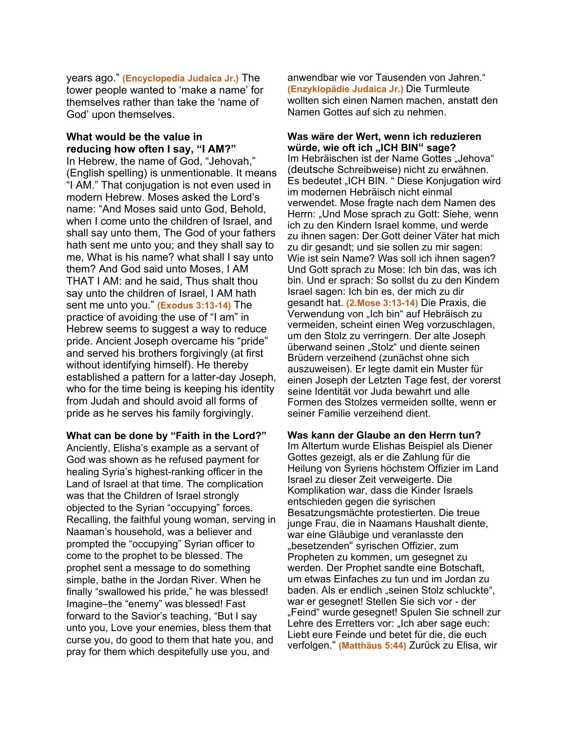years ago." **(Encyclopedia Judaica Jr.)** The tower people wanted to 'make a name' for themselves rather than take the 'name of God' upon themselves.

**What would be the value in reducing how often I say, "I AM?"**
In Hebrew, the name of God, "Jehovah," (English spelling) is unmentionable. It means "I AM." That conjugation is not even used in modern Hebrew. Moses asked the Lord's name: "And Moses said unto God, Behold, when I come unto the children of Israel, and shall say unto them, The God of your fathers hath sent me unto you; and they shall say to me, What is his name? what shall I say unto them? And God said unto Moses, I AM THAT I AM: and he said, Thus shalt thou say unto the children of Israel, I AM hath sent me unto you." **(Exodus 3:13-14)** The practice of avoiding the use of "I am" in Hebrew seems to suggest a way to reduce pride. Ancient Joseph overcame his "pride" and served his brothers forgivingly (at first without identifying himself). He thereby established a pattern for a latter-day Joseph, who for the time being is keeping his identity from Judah and should avoid all forms of pride as he serves his family forgivingly.

**What can be done by "Faith in the Lord?"**
Anciently, Elisha's example as a servant of God was shown as he refused payment for healing Syria's highest-ranking officer in the Land of Israel at that time. The complication was that the Children of Israel strongly objected to the Syrian "occupying" forces. Recalling, the faithful young woman, serving in Naaman's household, was a believer and prompted the "occupying" Syrian officer to come to the prophet to be blessed. The prophet sent a message to do something simple, bathe in the Jordan River. When he finally "swallowed his pride," he was blessed! Imagine–the "enemy" was blessed! Fast forward to the Savior's teaching, "But I say unto you, Love your enemies, bless them that curse you, do good to them that hate you, and pray for them which despitefully use you, and

anwendbar wie vor Tausenden von Jahren." **(Enzyklopädie Judaica Jr.)** Die Turmleute wollten sich einen Namen machen, anstatt den Namen Gottes auf sich zu nehmen.

**Was wäre der Wert, wenn ich reduzieren würde, wie oft ich „ICH BIN" sage?**
Im Hebräischen ist der Name Gottes „Jehova" (deutsche Schreibweise) nicht zu erwähnen. Es bedeutet „ICH BIN. " Diese Konjugation wird im modernen Hebräisch nicht einmal verwendet. Mose fragte nach dem Namen des Herrn: „Und Mose sprach zu Gott: Siehe, wenn ich zu den Kindern Israel komme, und werde zu ihnen sagen: Der Gott deiner Väter hat mich zu dir gesandt; und sie sollen zu mir sagen: Wie ist sein Name? Was soll ich ihnen sagen? Und Gott sprach zu Mose: Ich bin das, was ich bin. Und er sprach: So sollst du zu den Kindern Israel sagen: Ich bin es, der mich zu dir gesandt hat. **(2.Mose 3:13-14)** Die Praxis, die Verwendung von „Ich bin" auf Hebräisch zu vermeiden, scheint einen Weg vorzuschlagen, um den Stolz zu verringern. Der alte Joseph überwand seinen „Stolz" und diente seinen Brüdern verzeihend (zunächst ohne sich auszuweisen). Er legte damit ein Muster für einen Joseph der Letzten Tage fest, der vorerst seine Identität vor Juda bewahrt und alle Formen des Stolzes vermeiden sollte, wenn er seiner Familie verzeihend dient.

**Was kann der Glaube an den Herrn tun?**
Im Altertum wurde Elishas Beispiel als Diener Gottes gezeigt, als er die Zahlung für die Heilung von Syriens höchstem Offizier im Land Israel zu dieser Zeit verweigerte. Die Komplikation war, dass die Kinder Israels entschieden gegen die syrischen Besatzungsmächte protestierten. Die treue junge Frau, die in Naamans Haushalt diente, war eine Gläubige und veranlasste den „besetzenden" syrischen Offizier, zum Propheten zu kommen, um gesegnet zu werden. Der Prophet sandte eine Botschaft, um etwas Einfaches zu tun und im Jordan zu baden. Als er endlich „seinen Stolz schluckte", war er gesegnet! Stellen Sie sich vor - der „Feind" wurde gesegnet! Spulen Sie schnell zur Lehre des Erretters vor: „Ich aber sage euch: Liebt eure Feinde und betet für die, die euch verfolgen." **(Matthäus 5:44)** Zurück zu Elisa, wir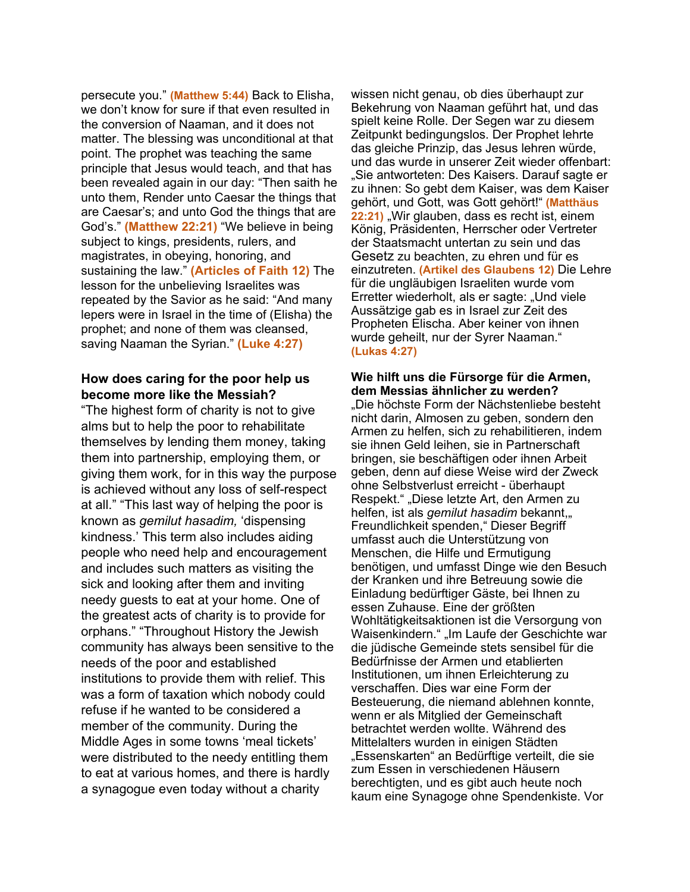persecute you." **(Matthew 5:44)** Back to Elisha, we don't know for sure if that even resulted in the conversion of Naaman, and it does not matter. The blessing was unconditional at that point. The prophet was teaching the same principle that Jesus would teach, and that has been revealed again in our day: "Then saith he unto them, Render unto Caesar the things that are Caesar's; and unto God the things that are God's." **(Matthew 22:21)** "We believe in being subject to kings, presidents, rulers, and magistrates, in obeying, honoring, and sustaining the law." **(Articles of Faith 12)** The lesson for the unbelieving Israelites was repeated by the Savior as he said: "And many lepers were in Israel in the time of (Elisha) the prophet; and none of them was cleansed, saving Naaman the Syrian." **(Luke 4:27)**

**How does caring for the poor help us become more like the Messiah?**

"The highest form of charity is not to give alms but to help the poor to rehabilitate themselves by lending them money, taking them into partnership, employing them, or giving them work, for in this way the purpose is achieved without any loss of self-respect at all." "This last way of helping the poor is known as *gemilut hasadim,* 'dispensing kindness.' This term also includes aiding people who need help and encouragement and includes such matters as visiting the sick and looking after them and inviting needy guests to eat at your home. One of the greatest acts of charity is to provide for orphans." "Throughout History the Jewish community has always been sensitive to the needs of the poor and established institutions to provide them with relief. This was a form of taxation which nobody could refuse if he wanted to be considered a member of the community. During the Middle Ages in some towns 'meal tickets' were distributed to the needy entitling them to eat at various homes, and there is hardly a synagogue even today without a charity

wissen nicht genau, ob dies überhaupt zur Bekehrung von Naaman geführt hat, und das spielt keine Rolle. Der Segen war zu diesem Zeitpunkt bedingungslos. Der Prophet lehrte das gleiche Prinzip, das Jesus lehren würde, und das wurde in unserer Zeit wieder offenbart: „Sie antworteten: Des Kaisers. Darauf sagte er zu ihnen: So gebt dem Kaiser, was dem Kaiser gehört, und Gott, was Gott gehört!" **(Matthäus 22:21)** „Wir glauben, dass es recht ist, einem König, Präsidenten, Herrscher oder Vertreter der Staatsmacht untertan zu sein und das Gesetz zu beachten, zu ehren und für es einzutreten. **(Artikel des Glaubens 12)** Die Lehre für die ungläubigen Israeliten wurde vom Erretter wiederholt, als er sagte: „Und viele Aussätzige gab es in Israel zur Zeit des Propheten Elischa. Aber keiner von ihnen wurde geheilt, nur der Syrer Naaman." **(Lukas 4:27)**

**Wie hilft uns die Fürsorge für die Armen, dem Messias ähnlicher zu werden?**

„Die höchste Form der Nächstenliebe besteht nicht darin, Almosen zu geben, sondern den Armen zu helfen, sich zu rehabilitieren, indem sie ihnen Geld leihen, sie in Partnerschaft bringen, sie beschäftigen oder ihnen Arbeit geben, denn auf diese Weise wird der Zweck ohne Selbstverlust erreicht - überhaupt Respekt." „Diese letzte Art, den Armen zu helfen, ist als *gemilut hasadim* bekannt,„ Freundlichkeit spenden," Dieser Begriff umfasst auch die Unterstützung von Menschen, die Hilfe und Ermutigung benötigen, und umfasst Dinge wie den Besuch der Kranken und ihre Betreuung sowie die Einladung bedürftiger Gäste, bei Ihnen zu essen Zuhause. Eine der größten Wohltätigkeitsaktionen ist die Versorgung von Waisenkindern." „Im Laufe der Geschichte war die jüdische Gemeinde stets sensibel für die Bedürfnisse der Armen und etablierten Institutionen, um ihnen Erleichterung zu verschaffen. Dies war eine Form der Besteuerung, die niemand ablehnen konnte, wenn er als Mitglied der Gemeinschaft betrachtet werden wollte. Während des Mittelalters wurden in einigen Städten „Essenskarten" an Bedürftige verteilt, die sie zum Essen in verschiedenen Häusern berechtigten, und es gibt auch heute noch kaum eine Synagoge ohne Spendenkiste. Vor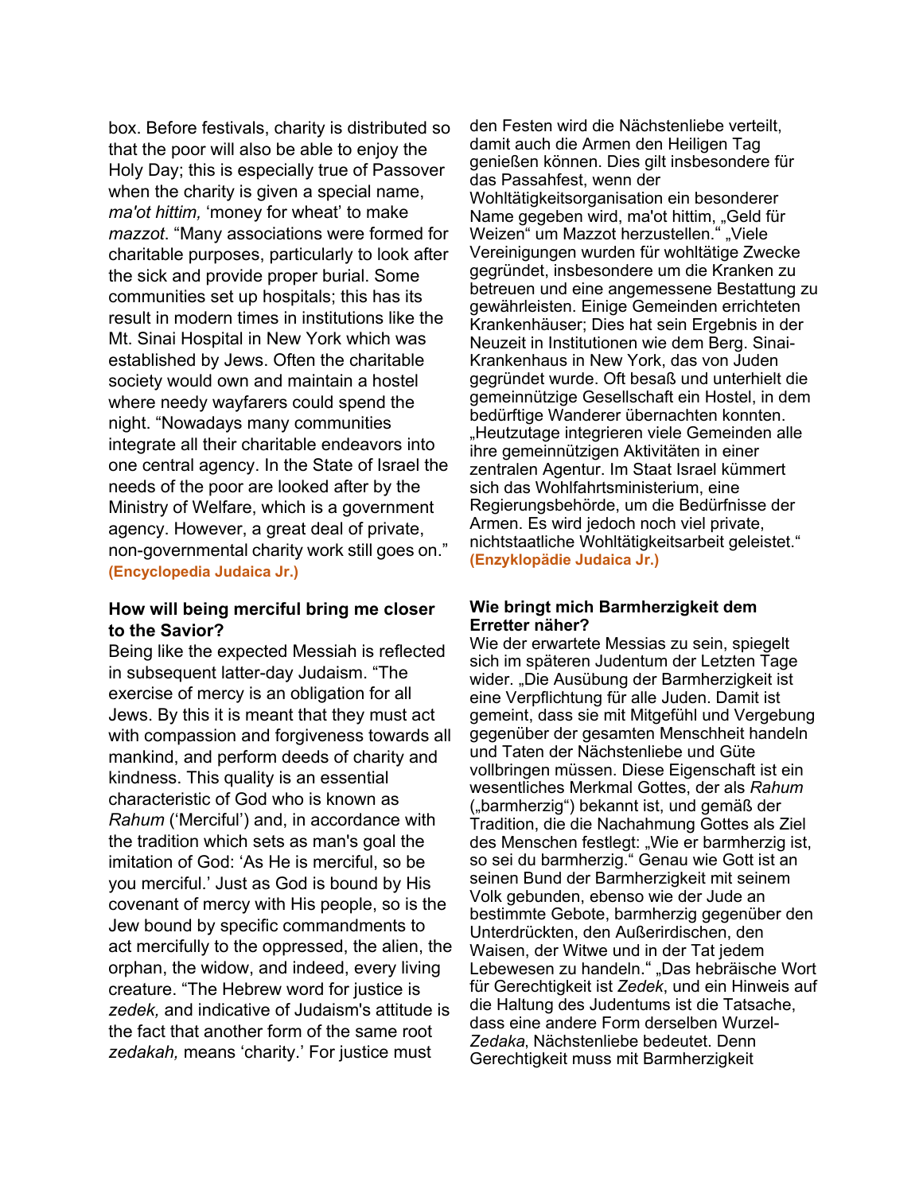box. Before festivals, charity is distributed so that the poor will also be able to enjoy the Holy Day; this is especially true of Passover when the charity is given a special name, *ma'ot hittim,* 'money for wheat' to make *mazzot*. "Many associations were formed for charitable purposes, particularly to look after the sick and provide proper burial. Some communities set up hospitals; this has its result in modern times in institutions like the Mt. Sinai Hospital in New York which was established by Jews. Often the charitable society would own and maintain a hostel where needy wayfarers could spend the night. "Nowadays many communities integrate all their charitable endeavors into one central agency. In the State of Israel the needs of the poor are looked after by the Ministry of Welfare, which is a government agency. However, a great deal of private, non-governmental charity work still goes on." **(Encyclopedia Judaica Jr.)**

**How will being merciful bring me closer to the Savior?**

Being like the expected Messiah is reflected in subsequent latter-day Judaism. "The exercise of mercy is an obligation for all Jews. By this it is meant that they must act with compassion and forgiveness towards all mankind, and perform deeds of charity and kindness. This quality is an essential characteristic of God who is known as *Rahum* ('Merciful') and, in accordance with the tradition which sets as man's goal the imitation of God: 'As He is merciful, so be you merciful.' Just as God is bound by His covenant of mercy with His people, so is the Jew bound by specific commandments to act mercifully to the oppressed, the alien, the orphan, the widow, and indeed, every living creature. "The Hebrew word for justice is *zedek,* and indicative of Judaism's attitude is the fact that another form of the same root *zedakah,* means 'charity.' For justice must

den Festen wird die Nächstenliebe verteilt, damit auch die Armen den Heiligen Tag genießen können. Dies gilt insbesondere für das Passahfest, wenn der Wohltätigkeitsorganisation ein besonderer Name gegeben wird, ma'ot hittim, „Geld für Weizen" um Mazzot herzustellen." „Viele Vereinigungen wurden für wohltätige Zwecke gegründet, insbesondere um die Kranken zu betreuen und eine angemessene Bestattung zu gewährleisten. Einige Gemeinden errichteten Krankenhäuser; Dies hat sein Ergebnis in der Neuzeit in Institutionen wie dem Berg. Sinai-Krankenhaus in New York, das von Juden gegründet wurde. Oft besaß und unterhielt die gemeinnützige Gesellschaft ein Hostel, in dem bedürftige Wanderer übernachten konnten. „Heutzutage integrieren viele Gemeinden alle ihre gemeinnützigen Aktivitäten in einer zentralen Agentur. Im Staat Israel kümmert sich das Wohlfahrtsministerium, eine Regierungsbehörde, um die Bedürfnisse der Armen. Es wird jedoch noch viel private, nichtstaatliche Wohltätigkeitsarbeit geleistet." **(Enzyklopädie Judaica Jr.)**

**Wie bringt mich Barmherzigkeit dem Erretter näher?**

Wie der erwartete Messias zu sein, spiegelt sich im späteren Judentum der Letzten Tage wider. „Die Ausübung der Barmherzigkeit ist eine Verpflichtung für alle Juden. Damit ist gemeint, dass sie mit Mitgefühl und Vergebung gegenüber der gesamten Menschheit handeln und Taten der Nächstenliebe und Güte vollbringen müssen. Diese Eigenschaft ist ein wesentliches Merkmal Gottes, der als *Rahum* („barmherzig") bekannt ist, und gemäß der Tradition, die die Nachahmung Gottes als Ziel des Menschen festlegt: „Wie er barmherzig ist, so sei du barmherzig." Genau wie Gott ist an seinen Bund der Barmherzigkeit mit seinem Volk gebunden, ebenso wie der Jude an bestimmte Gebote, barmherzig gegenüber den Unterdrückten, den Außerirdischen, den Waisen, der Witwe und in der Tat jedem Lebewesen zu handeln." „Das hebräische Wort für Gerechtigkeit ist *Zedek*, und ein Hinweis auf die Haltung des Judentums ist die Tatsache, dass eine andere Form derselben Wurzel- *Zedaka*, Nächstenliebe bedeutet. Denn Gerechtigkeit muss mit Barmherzigkeit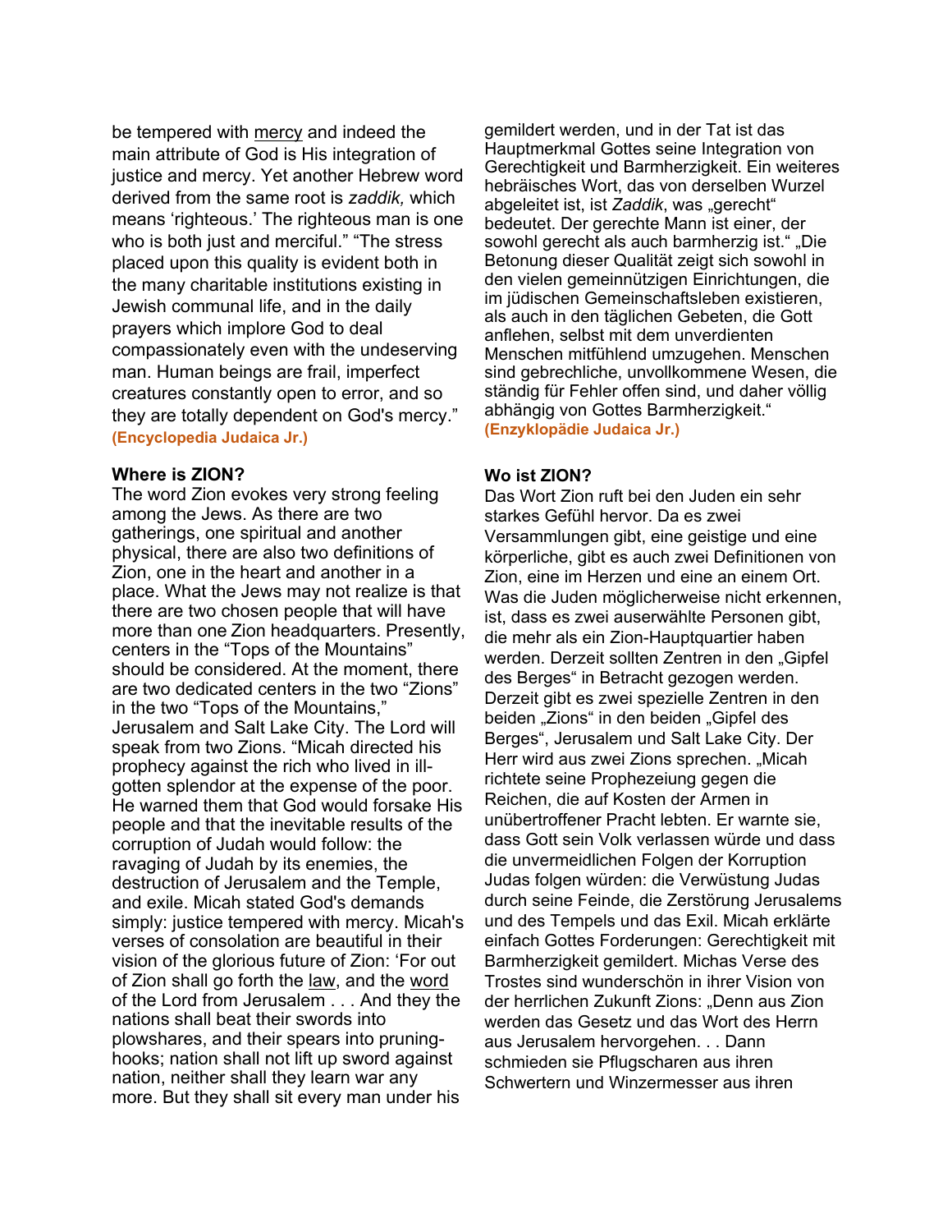be tempered with mercy and indeed the main attribute of God is His integration of justice and mercy. Yet another Hebrew word derived from the same root is *zaddik,* which means 'righteous.' The righteous man is one who is both just and merciful." "The stress placed upon this quality is evident both in the many charitable institutions existing in Jewish communal life, and in the daily prayers which implore God to deal compassionately even with the undeserving man. Human beings are frail, imperfect creatures constantly open to error, and so they are totally dependent on God's mercy." **(Encyclopedia Judaica Jr.)**

**Where is ZION?**
The word Zion evokes very strong feeling among the Jews. As there are two gatherings, one spiritual and another physical, there are also two definitions of Zion, one in the heart and another in a place. What the Jews may not realize is that there are two chosen people that will have more than one Zion headquarters. Presently, centers in the "Tops of the Mountains" should be considered. At the moment, there are two dedicated centers in the two "Zions" in the two "Tops of the Mountains," Jerusalem and Salt Lake City. The Lord will speak from two Zions. "Micah directed his prophecy against the rich who lived in ill-gotten splendor at the expense of the poor. He warned them that God would forsake His people and that the inevitable results of the corruption of Judah would follow: the ravaging of Judah by its enemies, the destruction of Jerusalem and the Temple, and exile. Micah stated God's demands simply: justice tempered with mercy. Micah's verses of consolation are beautiful in their vision of the glorious future of Zion: 'For out of Zion shall go forth the law, and the word of the Lord from Jerusalem . . . And they the nations shall beat their swords into plowshares, and their spears into pruning-hooks; nation shall not lift up sword against nation, neither shall they learn war any more. But they shall sit every man under his

gemildert werden, und in der Tat ist das Hauptmerkmal Gottes seine Integration von Gerechtigkeit und Barmherzigkeit. Ein weiteres hebräisches Wort, das von derselben Wurzel abgeleitet ist, ist *Zaddik*, was „gerecht" bedeutet. Der gerechte Mann ist einer, der sowohl gerecht als auch barmherzig ist." „Die Betonung dieser Qualität zeigt sich sowohl in den vielen gemeinnützigen Einrichtungen, die im jüdischen Gemeinschaftsleben existieren, als auch in den täglichen Gebeten, die Gott anflehen, selbst mit dem unverdienten Menschen mitfühlend umzugehen. Menschen sind gebrechliche, unvollkommene Wesen, die ständig für Fehler offen sind, und daher völlig abhängig von Gottes Barmherzigkeit." **(Enzyklopädie Judaica Jr.)**

**Wo ist ZION?**
Das Wort Zion ruft bei den Juden ein sehr starkes Gefühl hervor. Da es zwei Versammlungen gibt, eine geistige und eine körperliche, gibt es auch zwei Definitionen von Zion, eine im Herzen und eine an einem Ort. Was die Juden möglicherweise nicht erkennen, ist, dass es zwei auserwählte Personen gibt, die mehr als ein Zion-Hauptquartier haben werden. Derzeit sollten Zentren in den „Gipfel des Berges" in Betracht gezogen werden. Derzeit gibt es zwei spezielle Zentren in den beiden „Zions" in den beiden „Gipfel des Berges", Jerusalem und Salt Lake City. Der Herr wird aus zwei Zions sprechen. „Micah richtete seine Prophezeiung gegen die Reichen, die auf Kosten der Armen in unübertroffener Pracht lebten. Er warnte sie, dass Gott sein Volk verlassen würde und dass die unvermeidlichen Folgen der Korruption Judas folgen würden: die Verwüstung Judas durch seine Feinde, die Zerstörung Jerusalems und des Tempels und das Exil. Micah erklärte einfach Gottes Forderungen: Gerechtigkeit mit Barmherzigkeit gemildert. Michas Verse des Trostes sind wunderschön in ihrer Vision von der herrlichen Zukunft Zions: „Denn aus Zion werden das Gesetz und das Wort des Herrn aus Jerusalem hervorgehen. . . Dann schmieden sie Pflugscharen aus ihren Schwertern und Winzermesser aus ihren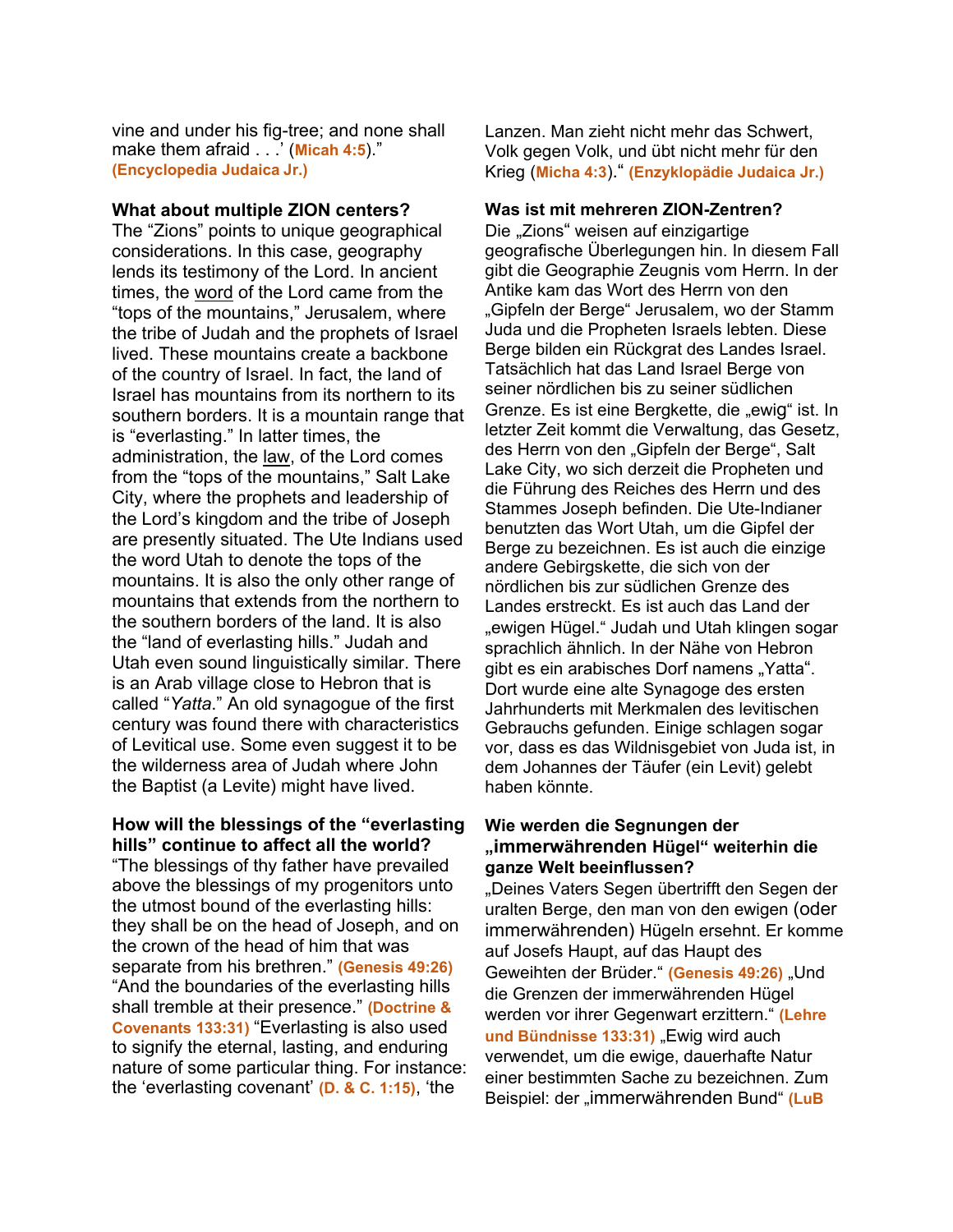vine and under his fig-tree; and none shall make them afraid . . .' (**Micah 4:5**)." **(Encyclopedia Judaica Jr.)**

**What about multiple ZION centers?**
The "Zions" points to unique geographical considerations. In this case, geography lends its testimony of the Lord. In ancient times, the word of the Lord came from the "tops of the mountains," Jerusalem, where the tribe of Judah and the prophets of Israel lived. These mountains create a backbone of the country of Israel. In fact, the land of Israel has mountains from its northern to its southern borders. It is a mountain range that is "everlasting." In latter times, the administration, the law, of the Lord comes from the "tops of the mountains," Salt Lake City, where the prophets and leadership of the Lord's kingdom and the tribe of Joseph are presently situated. The Ute Indians used the word Utah to denote the tops of the mountains. It is also the only other range of mountains that extends from the northern to the southern borders of the land. It is also the "land of everlasting hills." Judah and Utah even sound linguistically similar. There is an Arab village close to Hebron that is called "*Yatta*." An old synagogue of the first century was found there with characteristics of Levitical use. Some even suggest it to be the wilderness area of Judah where John the Baptist (a Levite) might have lived.

**How will the blessings of the "everlasting hills" continue to affect all the world?**
"The blessings of thy father have prevailed above the blessings of my progenitors unto the utmost bound of the everlasting hills: they shall be on the head of Joseph, and on the crown of the head of him that was separate from his brethren." **(Genesis 49:26)** "And the boundaries of the everlasting hills shall tremble at their presence." **(Doctrine & Covenants 133:31)** "Everlasting is also used to signify the eternal, lasting, and enduring nature of some particular thing. For instance: the 'everlasting covenant' **(D. & C. 1:15)**, 'the

Lanzen. Man zieht nicht mehr das Schwert, Volk gegen Volk, und übt nicht mehr für den Krieg (**Micha 4:3**)." **(Enzyklopädie Judaica Jr.)**

**Was ist mit mehreren ZION-Zentren?**
Die „Zions" weisen auf einzigartige geografische Überlegungen hin. In diesem Fall gibt die Geographie Zeugnis vom Herrn. In der Antike kam das Wort des Herrn von den „Gipfeln der Berge" Jerusalem, wo der Stamm Juda und die Propheten Israels lebten. Diese Berge bilden ein Rückgrat des Landes Israel. Tatsächlich hat das Land Israel Berge von seiner nördlichen bis zu seiner südlichen Grenze. Es ist eine Bergkette, die „ewig" ist. In letzter Zeit kommt die Verwaltung, das Gesetz, des Herrn von den „Gipfeln der Berge", Salt Lake City, wo sich derzeit die Propheten und die Führung des Reiches des Herrn und des Stammes Joseph befinden. Die Ute-Indianer benutzten das Wort Utah, um die Gipfel der Berge zu bezeichnen. Es ist auch die einzige andere Gebirgskette, die sich von der nördlichen bis zur südlichen Grenze des Landes erstreckt. Es ist auch das Land der „ewigen Hügel." Judah und Utah klingen sogar sprachlich ähnlich. In der Nähe von Hebron gibt es ein arabisches Dorf namens „Yatta". Dort wurde eine alte Synagoge des ersten Jahrhunderts mit Merkmalen des levitischen Gebrauchs gefunden. Einige schlagen sogar vor, dass es das Wildnisgebiet von Juda ist, in dem Johannes der Täufer (ein Levit) gelebt haben könnte.

**Wie werden die Segnungen der „immerwährenden Hügel" weiterhin die ganze Welt beeinflussen?**
„Deines Vaters Segen übertrifft den Segen der uralten Berge, den man von den ewigen (oder immerwährenden) Hügeln ersehnt. Er komme auf Josefs Haupt, auf das Haupt des Geweihten der Brüder." **(Genesis 49:26)** „Und die Grenzen der immerwährenden Hügel werden vor ihrer Gegenwart erzittern." **(Lehre und Bündnisse 133:31)** „Ewig wird auch verwendet, um die ewige, dauerhafte Natur einer bestimmten Sache zu bezeichnen. Zum Beispiel: der „immerwährenden Bund" **(LuB**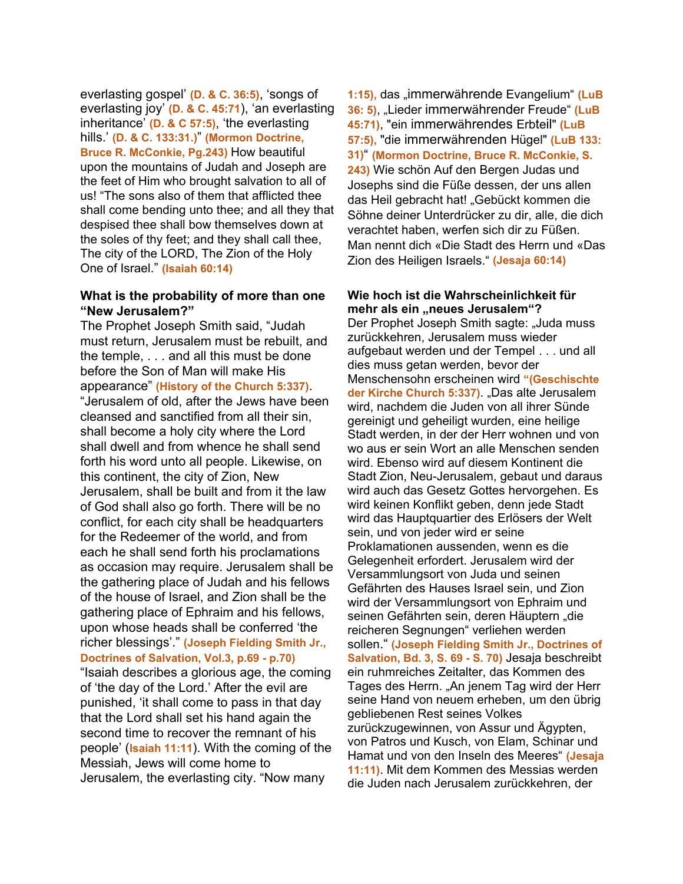everlasting gospel' **(D. & C. 36:5)**, 'songs of everlasting joy' **(D. & C. 45:71)**, 'an everlasting inheritance' **(D. & C 57:5)**, 'the everlasting hills.' **(D. & C. 133:31.)**" **(Mormon Doctrine, Bruce R. McConkie, Pg.243)** How beautiful upon the mountains of Judah and Joseph are the feet of Him who brought salvation to all of us! "The sons also of them that afflicted thee shall come bending unto thee; and all they that despised thee shall bow themselves down at the soles of thy feet; and they shall call thee, The city of the LORD, The Zion of the Holy One of Israel." **(Isaiah 60:14)**

**What is the probability of more than one "New Jerusalem?"**

The Prophet Joseph Smith said, "Judah must return, Jerusalem must be rebuilt, and the temple, . . . and all this must be done before the Son of Man will make His appearance" **(History of the Church 5:337)**. "Jerusalem of old, after the Jews have been cleansed and sanctified from all their sin, shall become a holy city where the Lord shall dwell and from whence he shall send forth his word unto all people. Likewise, on this continent, the city of Zion, New Jerusalem, shall be built and from it the law of God shall also go forth. There will be no conflict, for each city shall be headquarters for the Redeemer of the world, and from each he shall send forth his proclamations as occasion may require. Jerusalem shall be the gathering place of Judah and his fellows of the house of Israel, and Zion shall be the gathering place of Ephraim and his fellows, upon whose heads shall be conferred 'the richer blessings'." **(Joseph Fielding Smith Jr., Doctrines of Salvation, Vol.3, p.69 - p.70)** "Isaiah describes a glorious age, the coming of 'the day of the Lord.' After the evil are punished, 'it shall come to pass in that day that the Lord shall set his hand again the second time to recover the remnant of his people' (**Isaiah 11:11**). With the coming of the Messiah, Jews will come home to Jerusalem, the everlasting city. "Now many

**1:15)**, das „immerwährende Evangelium" **(LuB 36: 5)**, „Lieder immerwährender Freude" **(LuB 45:71)**, "ein immerwährendes Erbteil" **(LuB 57:5)**, "die immerwährenden Hügel" **(LuB 133: 31)**" **(Mormon Doctrine, Bruce R. McConkie, S. 243)** Wie schön Auf den Bergen Judas und Josephs sind die Füße dessen, der uns allen das Heil gebracht hat! „Gebückt kommen die Söhne deiner Unterdrücker zu dir, alle, die dich verachtet haben, werfen sich dir zu Füßen. Man nennt dich «Die Stadt des Herrn und «Das Zion des Heiligen Israels." **(Jesaja 60:14)**

**Wie hoch ist die Wahrscheinlichkeit für mehr als ein „neues Jerusalem"?**

Der Prophet Joseph Smith sagte: „Juda muss zurückkehren, Jerusalem muss wieder aufgebaut werden und der Tempel . . . und all dies muss getan werden, bevor der Menschensohn erscheinen wird **"(Geschischte der Kirche Church 5:337)**. „Das alte Jerusalem wird, nachdem die Juden von all ihrer Sünde gereinigt und geheiligt wurden, eine heilige Stadt werden, in der der Herr wohnen und von wo aus er sein Wort an alle Menschen senden wird. Ebenso wird auf diesem Kontinent die Stadt Zion, Neu-Jerusalem, gebaut und daraus wird auch das Gesetz Gottes hervorgehen. Es wird keinen Konflikt geben, denn jede Stadt wird das Hauptquartier des Erlösers der Welt sein, und von jeder wird er seine Proklamationen aussenden, wenn es die Gelegenheit erfordert. Jerusalem wird der Versammlungsort von Juda und seinen Gefährten des Hauses Israel sein, und Zion wird der Versammlungsort von Ephraim und seinen Gefährten sein, deren Häuptern „die reicheren Segnungen" verliehen werden sollen." **(Joseph Fielding Smith Jr., Doctrines of Salvation, Bd. 3, S. 69 - S. 70)** Jesaja beschreibt ein ruhmreiches Zeitalter, das Kommen des Tages des Herrn. „An jenem Tag wird der Herr seine Hand von neuem erheben, um den übrig gebliebenen Rest seines Volkes zurückzugewinnen, von Assur und Ägypten, von Patros und Kusch, von Elam, Schinar und Hamat und von den Inseln des Meeres" **(Jesaja 11:11)**. Mit dem Kommen des Messias werden die Juden nach Jerusalem zurückkehren, der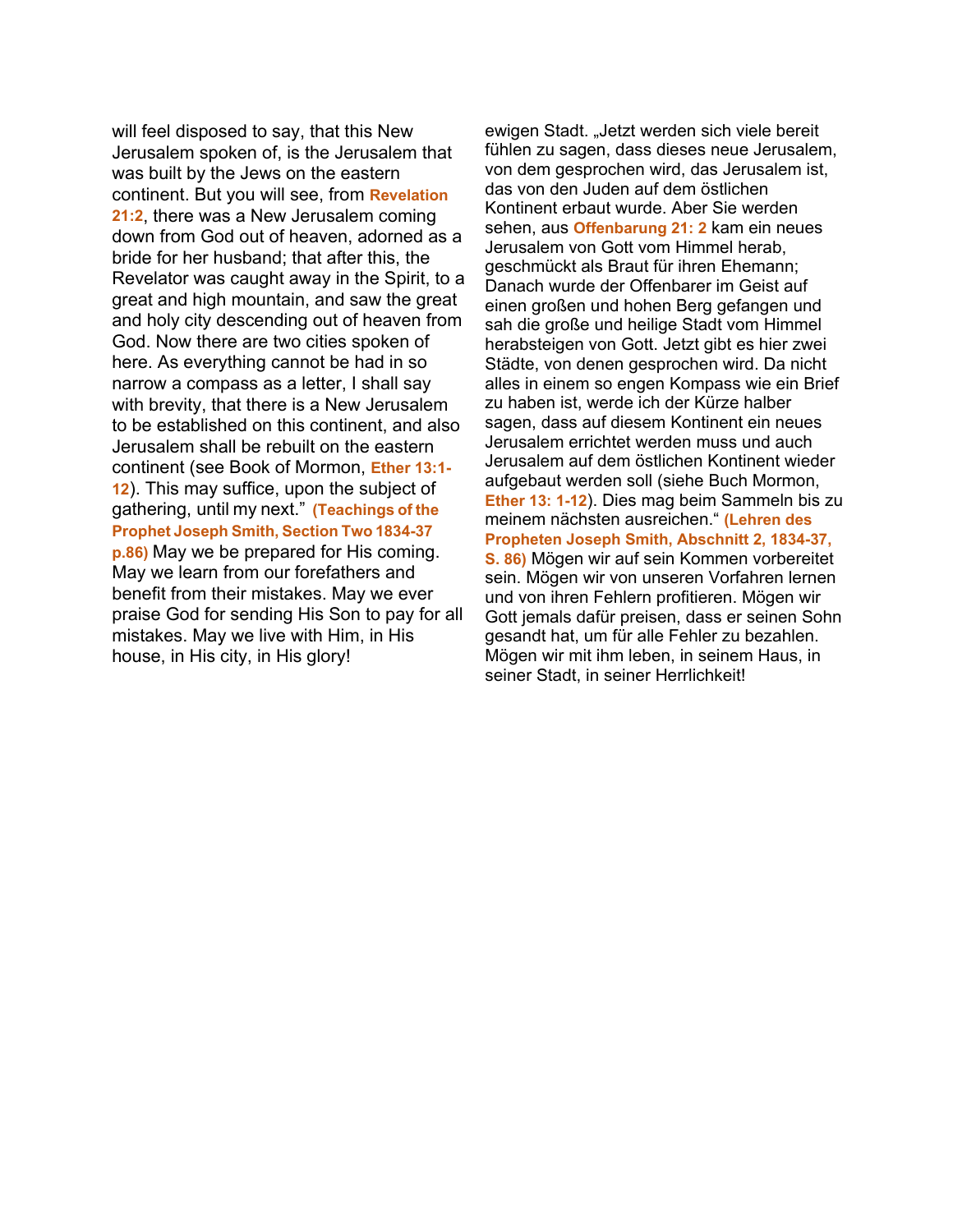will feel disposed to say, that this New Jerusalem spoken of, is the Jerusalem that was built by the Jews on the eastern continent. But you will see, from **Revelation 21:2**, there was a New Jerusalem coming down from God out of heaven, adorned as a bride for her husband; that after this, the Revelator was caught away in the Spirit, to a great and high mountain, and saw the great and holy city descending out of heaven from God. Now there are two cities spoken of here. As everything cannot be had in so narrow a compass as a letter, I shall say with brevity, that there is a New Jerusalem to be established on this continent, and also Jerusalem shall be rebuilt on the eastern continent (see Book of Mormon, **Ether 13:1-12**). This may suffice, upon the subject of gathering, until my next." **(Teachings of the Prophet Joseph Smith, Section Two 1834-37 p.86)** May we be prepared for His coming. May we learn from our forefathers and benefit from their mistakes. May we ever praise God for sending His Son to pay for all mistakes. May we live with Him, in His house, in His city, in His glory!

ewigen Stadt. „Jetzt werden sich viele bereit fühlen zu sagen, dass dieses neue Jerusalem, von dem gesprochen wird, das Jerusalem ist, das von den Juden auf dem östlichen Kontinent erbaut wurde. Aber Sie werden sehen, aus **Offenbarung 21: 2** kam ein neues Jerusalem von Gott vom Himmel herab, geschmückt als Braut für ihren Ehemann; Danach wurde der Offenbarer im Geist auf einen großen und hohen Berg gefangen und sah die große und heilige Stadt vom Himmel herabsteigen von Gott. Jetzt gibt es hier zwei Städte, von denen gesprochen wird. Da nicht alles in einem so engen Kompass wie ein Brief zu haben ist, werde ich der Kürze halber sagen, dass auf diesem Kontinent ein neues Jerusalem errichtet werden muss und auch Jerusalem auf dem östlichen Kontinent wieder aufgebaut werden soll (siehe Buch Mormon, **Ether 13: 1-12**). Dies mag beim Sammeln bis zu meinem nächsten ausreichen." **(Lehren des Propheten Joseph Smith, Abschnitt 2, 1834-37, S. 86)** Mögen wir auf sein Kommen vorbereitet sein. Mögen wir von unseren Vorfahren lernen und von ihren Fehlern profitieren. Mögen wir Gott jemals dafür preisen, dass er seinen Sohn gesandt hat, um für alle Fehler zu bezahlen. Mögen wir mit ihm leben, in seinem Haus, in seiner Stadt, in seiner Herrlichkeit!